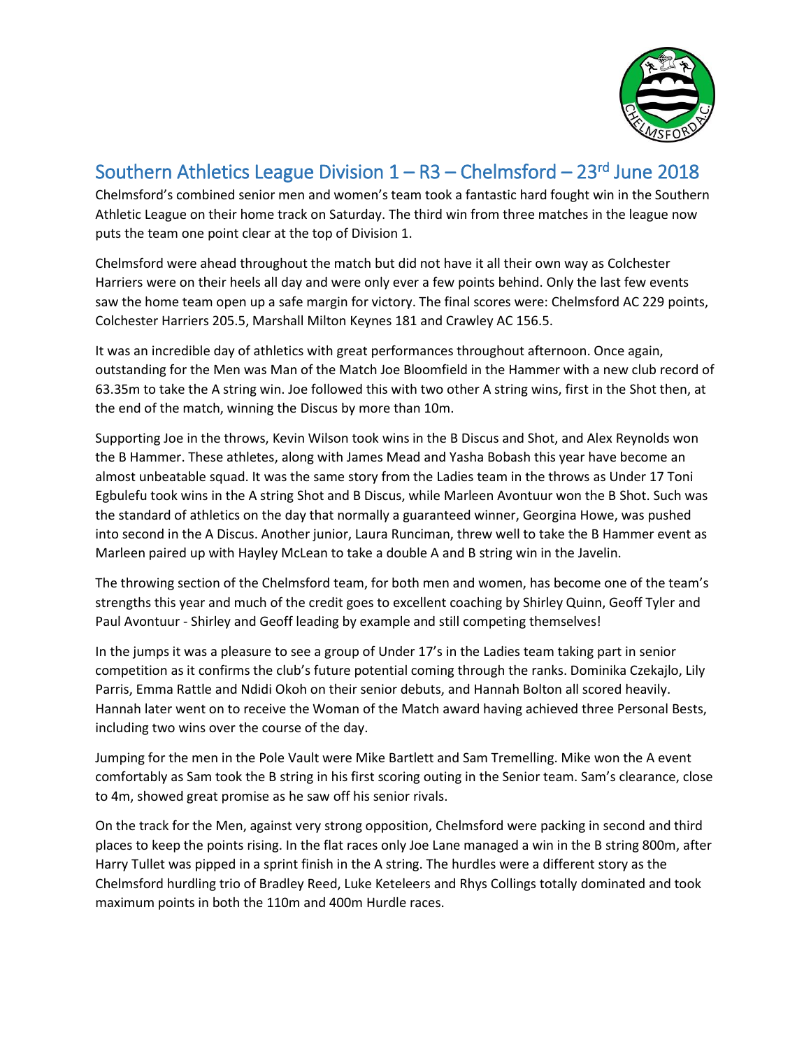# Southern Athletics League Division 1 – R3 – Chelmsford – 23rd June 2018

Chelmsford's combined senior men and women's team took a fantastic hard fought win in the Southern Athletic League on their home track on Saturday. The third win from three matches in the league now puts the team one point clear at the top of Division 1.

Chelmsford were ahead throughout the match but did not have it all their own way as Colchester Harriers were on their heels all day and were only ever a few points behind. Only the last few events saw the home team open up a safe margin for victory. The final scores were: Chelmsford AC 229 points, Colchester Harriers 205.5, Marshall Milton Keynes 181 and Crawley AC 156.5.

It was an incredible day of athletics with great performances throughout afternoon. Once again, outstanding for the Men was Man of the Match Joe Bloomfield in the Hammer with a new club record of 63.35m to take the A string win. Joe followed this with two other A string wins, first in the Shot then, at the end of the match, winning the Discus by more than 10m.

Supporting Joe in the throws, Kevin Wilson took wins in the B Discus and Shot, and Alex Reynolds won the B Hammer. These athletes, along with James Mead and Yasha Bobash this year have become an almost unbeatable squad. It was the same story from the Ladies team in the throws as Under 17 Toni Egbulefu took wins in the A string Shot and B Discus, while Marleen Avontuur won the B Shot. Such was the standard of athletics on the day that normally a guaranteed winner, Georgina Howe, was pushed into second in the A Discus. Another junior, Laura Runciman, threw well to take the B Hammer event as Marleen paired up with Hayley McLean to take a double A and B string win in the Javelin.

The throwing section of the Chelmsford team, for both men and women, has become one of the team's strengths this year and much of the credit goes to excellent coaching by Shirley Quinn, Geoff Tyler and Paul Avontuur - Shirley and Geoff leading by example and still competing themselves!

In the jumps it was a pleasure to see a group of Under 17's in the Ladies team taking part in senior competition as it confirms the club's future potential coming through the ranks. Dominika Czekajlo, Lily Parris, Emma Rattle and Ndidi Okoh on their senior debuts, and Hannah Bolton all scored heavily. Hannah later went on to receive the Woman of the Match award having achieved three Personal Bests, including two wins over the course of the day.

Jumping for the men in the Pole Vault were Mike Bartlett and Sam Tremelling. Mike won the A event comfortably as Sam took the B string in his first scoring outing in the Senior team. Sam's clearance, close to 4m, showed great promise as he saw off his senior rivals.

On the track for the Men, against very strong opposition, Chelmsford were packing in second and third places to keep the points rising. In the flat races only Joe Lane managed a win in the B string 800m, after Harry Tullet was pipped in a sprint finish in the A string. The hurdles were a different story as the Chelmsford hurdling trio of Bradley Reed, Luke Keteleers and Rhys Collings totally dominated and took maximum points in both the 110m and 400m Hurdle races.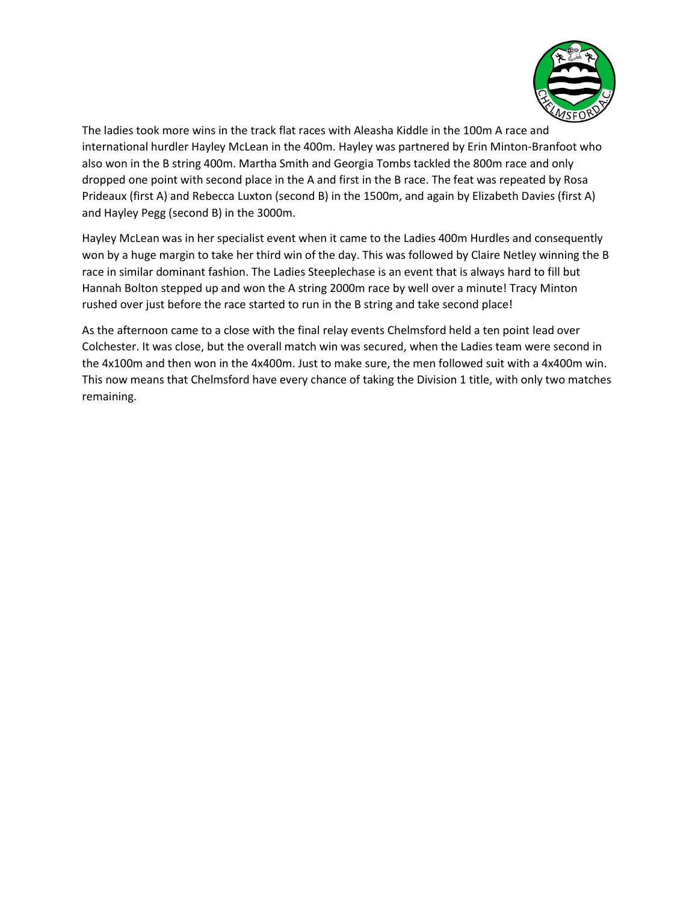The ladies took more wins in the track flat races with Aleasha Kiddle in the 100m A race and international hurdler Hayley McLean in the 400m. Hayley was partnered by Erin Minton-Branfoot who also won in the B string 400m. Martha Smith and Georgia Tombs tackled the 800m race and only dropped one point with second place in the A and first in the B race. The feat was repeated by Rosa Prideaux (first A) and Rebecca Luxton (second B) in the 1500m, and again by Elizabeth Davies (first A) and Hayley Pegg (second B) in the 3000m.

Hayley McLean was in her specialist event when it came to the Ladies 400m Hurdles and consequently won by a huge margin to take her third win of the day. This was followed by Claire Netley winning the B race in similar dominant fashion. The Ladies Steeplechase is an event that is always hard to fill but Hannah Bolton stepped up and won the A string 2000m race by well over a minute! Tracy Minton rushed over just before the race started to run in the B string and take second place!

As the afternoon came to a close with the final relay events Chelmsford held a ten point lead over Colchester. It was close, but the overall match win was secured, when the Ladies team were second in the 4x100m and then won in the 4x400m. Just to make sure, the men followed suit with a 4x400m win. This now means that Chelmsford have every chance of taking the Division 1 title, with only two matches remaining.